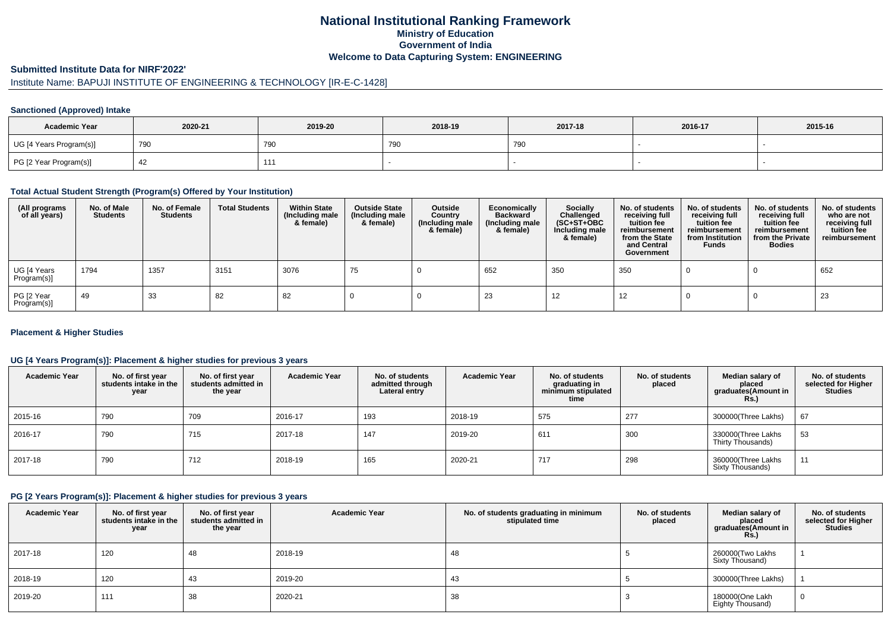# National Institutional Ranking Framework

## Ministry of Education

## Government of India

## Welcome to Data Capturing System: ENGINEERING

### Submitted Institute Data for NIRF'2022'

Institute Name: BAPUJI INSTITUTE OF ENGINEERING & TECHNOLOGY [IR-E-C-1428]

#### Sanctioned (Approved) Intake

| Academic Year | 2020-21 | 2019-20 | 2018-19 | 2017-18 | 2016-17 | 2015-16 |
|---|---|---|---|---|---|---|
| UG [4 Years Program(s)] | 790 | 790 | 790 | 790 | - | - |
| PG [2 Year Program(s)] | 42 | 111 | - | - | - | - |

#### Total Actual Student Strength (Program(s) Offered by Your Institution)

| (All programs of all years) | No. of Male Students | No. of Female Students | Total Students | Within State (Including male & female) | Outside State (Including male & female) | Outside Country (Including male & female) | Economically Backward (Including male & female) | Socially Challenged (SC+ST+OBC Including male & female) | No. of students receiving full tuition fee reimbursement from the State and Central Government | No. of students receiving full tuition fee reimbursement from Institution Funds | No. of students receiving full tuition fee reimbursement from the Private Bodies | No. of students who are not receiving full tuition fee reimbursement |
|---|---|---|---|---|---|---|---|---|---|---|---|---|
| UG [4 Years Program(s)] | 1794 | 1357 | 3151 | 3076 | 75 | 0 | 652 | 350 | 350 | 0 | 0 | 652 |
| PG [2 Year Program(s)] | 49 | 33 | 82 | 82 | 0 | 0 | 23 | 12 | 12 | 0 | 0 | 23 |

#### Placement & Higher Studies

#### UG [4 Years Program(s)]: Placement & higher studies for previous 3 years

| Academic Year | No. of first year students intake in the year | No. of first year students admitted in the year | Academic Year | No. of students admitted through Lateral entry | Academic Year | No. of students graduating in minimum stipulated time | No. of students placed | Median salary of placed graduates(Amount in Rs.) | No. of students selected for Higher Studies |
|---|---|---|---|---|---|---|---|---|---|
| 2015-16 | 790 | 709 | 2016-17 | 193 | 2018-19 | 575 | 277 | 300000(Three Lakhs) | 67 |
| 2016-17 | 790 | 715 | 2017-18 | 147 | 2019-20 | 611 | 300 | 330000(Three Lakhs Thirty Thousands) | 53 |
| 2017-18 | 790 | 712 | 2018-19 | 165 | 2020-21 | 717 | 298 | 360000(Three Lakhs Sixty Thousands) | 11 |

#### PG [2 Years Program(s)]: Placement & higher studies for previous 3 years

| Academic Year | No. of first year students intake in the year | No. of first year students admitted in the year | Academic Year | No. of students graduating in minimum stipulated time | No. of students placed | Median salary of placed graduates(Amount in Rs.) | No. of students selected for Higher Studies |
|---|---|---|---|---|---|---|---|
| 2017-18 | 120 | 48 | 2018-19 | 48 | 5 | 260000(Two Lakhs Sixty Thousand) | 1 |
| 2018-19 | 120 | 43 | 2019-20 | 43 | 5 | 300000(Three Lakhs) | 1 |
| 2019-20 | 111 | 38 | 2020-21 | 38 | 3 | 180000(One Lakh Eighty Thousand) | 0 |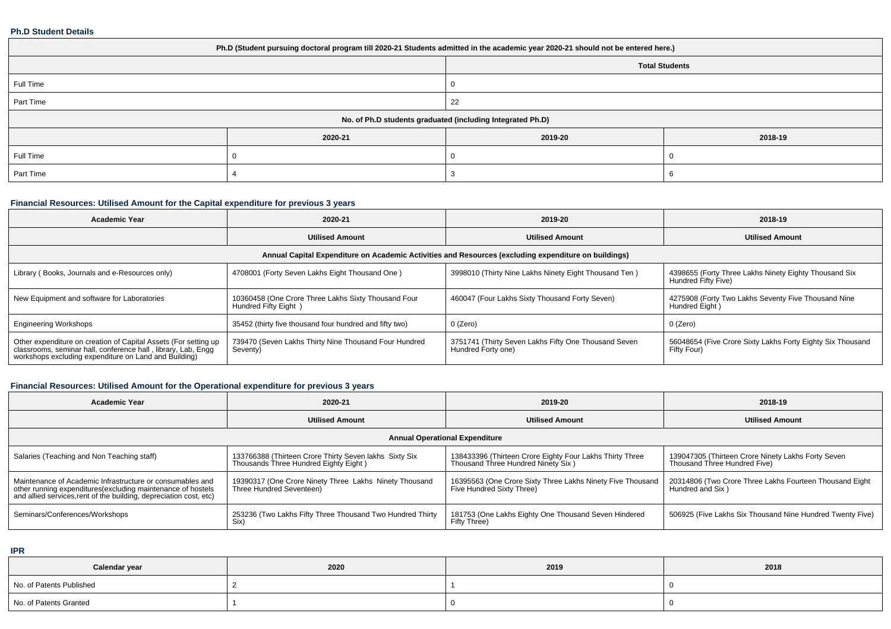### Ph.D Student Details

| Ph.D (Student pursuing doctoral program till 2020-21 Students admitted in the academic year 2020-21 should not be entered here.) | | | |
|---|---|---|---|
| | | Total Students | |
| Full Time | | 0 | |
| Part Time | | 22 | |
| No. of Ph.D students graduated (including Integrated Ph.D) | | | |
| | 2020-21 | 2019-20 | 2018-19 |
| Full Time | 0 | 0 | 0 |
| Part Time | 4 | 3 | 6 |

### Financial Resources: Utilised Amount for the Capital expenditure for previous 3 years

| Academic Year | 2020-21 | 2019-20 | 2018-19 |
|---|---|---|---|
| | Utilised Amount | Utilised Amount | Utilised Amount |
| Annual Capital Expenditure on Academic Activities and Resources (excluding expenditure on buildings) | | | |
| Library ( Books, Journals and e-Resources only) | 4708001 (Forty Seven Lakhs Eight Thousand One ) | 3998010 (Thirty Nine Lakhs Ninety Eight Thousand Ten ) | 4398655 (Forty Three Lakhs Ninety Eighty Thousand Six Hundred Fifty Five) |
| New Equipment and software for Laboratories | 10360458 (One Crore Three Lakhs Sixty Thousand Four Hundred Fifty Eight ) | 460047 (Four Lakhs Sixty Thousand Forty Seven) | 4275908 (Forty Two Lakhs Seventy Five Thousand Nine Hundred Eight ) |
| Engineering Workshops | 35452 (thirty five thousand four hundred and fifty two) | 0 (Zero) | 0 (Zero) |
| Other expenditure on creation of Capital Assets (For setting up classrooms, seminar hall, conference hall , library, Lab, Engg workshops excluding expenditure on Land and Building) | 739470 (Seven Lakhs Thirty Nine Thousand Four Hundred Seventy) | 3751741 (Thirty Seven Lakhs Fifty One Thousand Seven Hundred Forty one) | 56048654 (Five Crore Sixty Lakhs Forty Eighty Six Thousand Fifty Four) |

### Financial Resources: Utilised Amount for the Operational expenditure for previous 3 years

| Academic Year | 2020-21 | 2019-20 | 2018-19 |
|---|---|---|---|
| | Utilised Amount | Utilised Amount | Utilised Amount |
| Annual Operational Expenditure | | | |
| Salaries (Teaching and Non Teaching staff) | 133766388 (Thirteen Crore Thirty Seven lakhs Sixty Six Thousands Three Hundred Eighty Eight ) | 138433396 (Thirteen Crore Eighty Four Lakhs Thirty Three Thousand Three Hundred Ninety Six ) | 139047305 (Thirteen Crore Ninety Lakhs Forty Seven Thousand Three Hundred Five) |
| Maintenance of Academic Infrastructure or consumables and other running expenditures(excluding maintenance of hostels and allied services,rent of the building, depreciation cost, etc) | 19390317 (One Crore Ninety Three Lakhs Ninety Thousand Three Hundred Seventeen) | 16395563 (One Crore Sixty Three Lakhs Ninety Five Thousand Five Hundred Sixty Three) | 20314806 (Two Crore Three Lakhs Fourteen Thousand Eight Hundred and Six ) |
| Seminars/Conferences/Workshops | 253236 (Two Lakhs Fifty Three Thousand Two Hundred Thirty Six) | 181753 (One Lakhs Eighty One Thousand Seven Hindered Fifty Three) | 506925 (Five Lakhs Six Thousand Nine Hundred Twenty Five) |

### IPR

| Calendar year | 2020 | 2019 | 2018 |
|---|---|---|---|
| No. of Patents Published | 2 | 1 | 0 |
| No. of Patents Granted | 1 | 0 | 0 |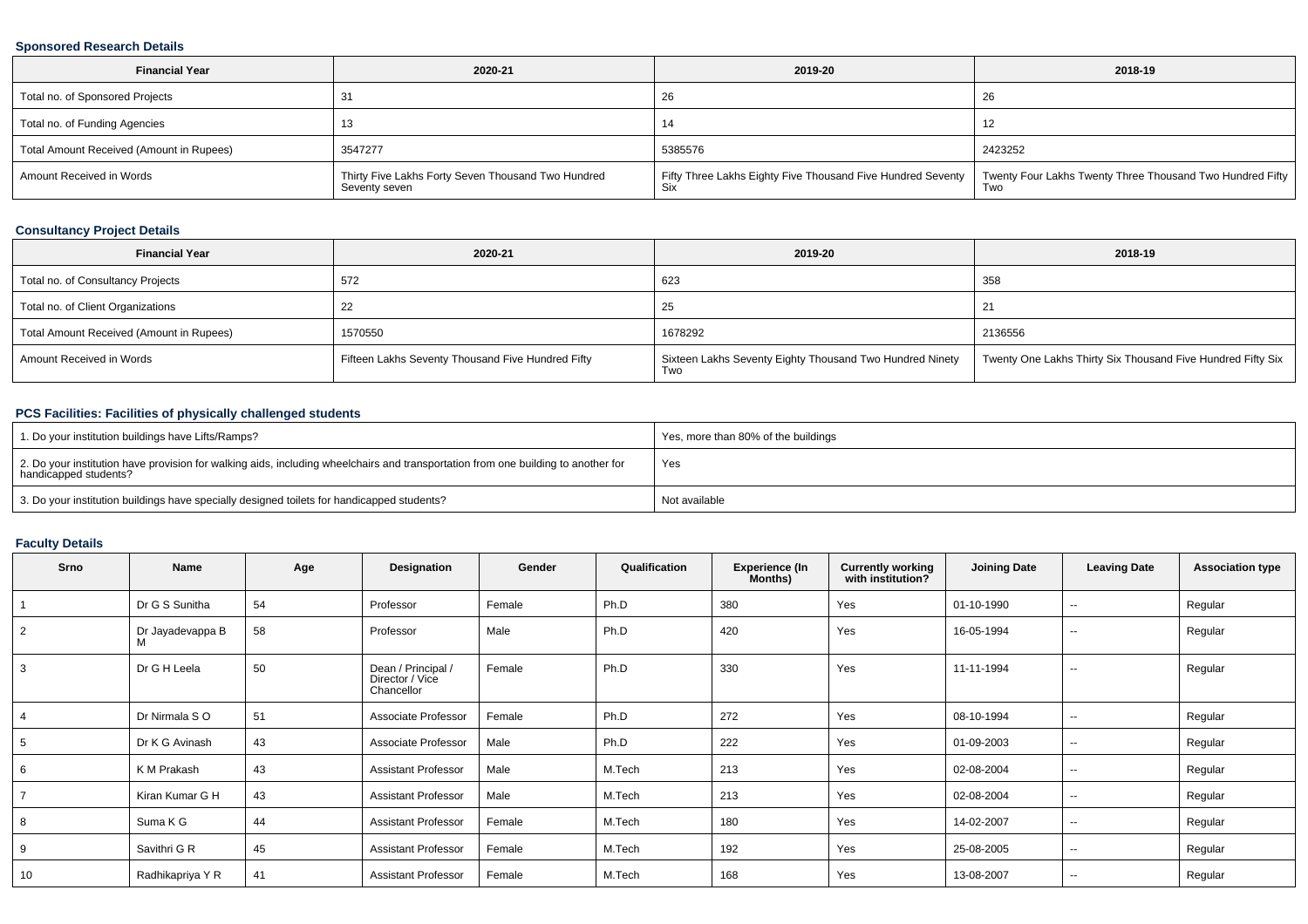### Sponsored Research Details

| Financial Year | 2020-21 | 2019-20 | 2018-19 |
|---|---|---|---|
| Total no. of Sponsored Projects | 31 | 26 | 26 |
| Total no. of Funding Agencies | 13 | 14 | 12 |
| Total Amount Received (Amount in Rupees) | 3547277 | 5385576 | 2423252 |
| Amount Received in Words | Thirty Five Lakhs Forty Seven Thousand Two Hundred Seventy seven | Fifty Three Lakhs Eighty Five Thousand Five Hundred Seventy Six | Twenty Four Lakhs Twenty Three Thousand Two Hundred Fifty Two |

### Consultancy Project Details

| Financial Year | 2020-21 | 2019-20 | 2018-19 |
|---|---|---|---|
| Total no. of Consultancy Projects | 572 | 623 | 358 |
| Total no. of Client Organizations | 22 | 25 | 21 |
| Total Amount Received (Amount in Rupees) | 1570550 | 1678292 | 2136556 |
| Amount Received in Words | Fifteen Lakhs Seventy Thousand Five Hundred Fifty | Sixteen Lakhs Seventy Eighty Thousand Two Hundred Ninety Two | Twenty One Lakhs Thirty Six Thousand Five Hundred Fifty Six |

### PCS Facilities: Facilities of physically challenged students

| | |
|---|---|
| 1. Do your institution buildings have Lifts/Ramps? | Yes, more than 80% of the buildings |
| 2. Do your institution have provision for walking aids, including wheelchairs and transportation from one building to another for handicapped students? | Yes |
| 3. Do your institution buildings have specially designed toilets for handicapped students? | Not available |

### Faculty Details

| Srno | Name | Age | Designation | Gender | Qualification | Experience (In Months) | Currently working with institution? | Joining Date | Leaving Date | Association type |
|---|---|---|---|---|---|---|---|---|---|---|
| 1 | Dr G S Sunitha | 54 | Professor | Female | Ph.D | 380 | Yes | 01-10-1990 | -- | Regular |
| 2 | Dr Jayadevappa B M | 58 | Professor | Male | Ph.D | 420 | Yes | 16-05-1994 | -- | Regular |
| 3 | Dr G H Leela | 50 | Dean / Principal / Director / Vice Chancellor | Female | Ph.D | 330 | Yes | 11-11-1994 | -- | Regular |
| 4 | Dr Nirmala S O | 51 | Associate Professor | Female | Ph.D | 272 | Yes | 08-10-1994 | -- | Regular |
| 5 | Dr K G Avinash | 43 | Associate Professor | Male | Ph.D | 222 | Yes | 01-09-2003 | -- | Regular |
| 6 | K M Prakash | 43 | Assistant Professor | Male | M.Tech | 213 | Yes | 02-08-2004 | -- | Regular |
| 7 | Kiran Kumar G H | 43 | Assistant Professor | Male | M.Tech | 213 | Yes | 02-08-2004 | -- | Regular |
| 8 | Suma K G | 44 | Assistant Professor | Female | M.Tech | 180 | Yes | 14-02-2007 | -- | Regular |
| 9 | Savithri G R | 45 | Assistant Professor | Female | M.Tech | 192 | Yes | 25-08-2005 | -- | Regular |
| 10 | Radhikapriya Y R | 41 | Assistant Professor | Female | M.Tech | 168 | Yes | 13-08-2007 | -- | Regular |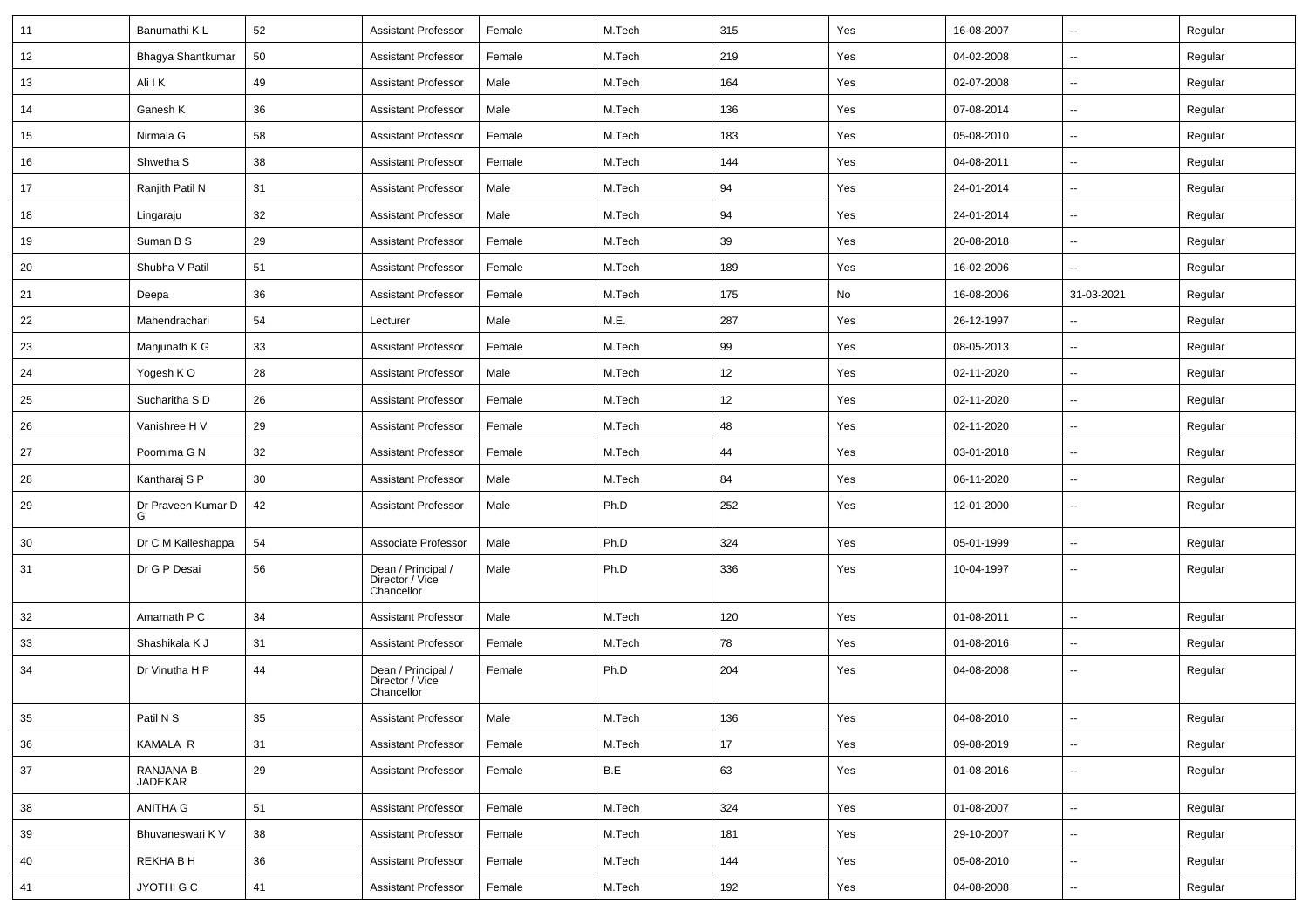| | | | | | | | | | | |
|---|---|---|---|---|---|---|---|---|---|---|
| 11 | Banumathi K L | 52 | Assistant Professor | Female | M.Tech | 315 | Yes | 16-08-2007 | -- | Regular |
| 12 | Bhagya Shantkumar | 50 | Assistant Professor | Female | M.Tech | 219 | Yes | 04-02-2008 | -- | Regular |
| 13 | Ali I K | 49 | Assistant Professor | Male | M.Tech | 164 | Yes | 02-07-2008 | -- | Regular |
| 14 | Ganesh K | 36 | Assistant Professor | Male | M.Tech | 136 | Yes | 07-08-2014 | -- | Regular |
| 15 | Nirmala G | 58 | Assistant Professor | Female | M.Tech | 183 | Yes | 05-08-2010 | -- | Regular |
| 16 | Shwetha S | 38 | Assistant Professor | Female | M.Tech | 144 | Yes | 04-08-2011 | -- | Regular |
| 17 | Ranjith Patil N | 31 | Assistant Professor | Male | M.Tech | 94 | Yes | 24-01-2014 | -- | Regular |
| 18 | Lingaraju | 32 | Assistant Professor | Male | M.Tech | 94 | Yes | 24-01-2014 | -- | Regular |
| 19 | Suman B S | 29 | Assistant Professor | Female | M.Tech | 39 | Yes | 20-08-2018 | -- | Regular |
| 20 | Shubha V Patil | 51 | Assistant Professor | Female | M.Tech | 189 | Yes | 16-02-2006 | -- | Regular |
| 21 | Deepa | 36 | Assistant Professor | Female | M.Tech | 175 | No | 16-08-2006 | 31-03-2021 | Regular |
| 22 | Mahendrachari | 54 | Lecturer | Male | M.E. | 287 | Yes | 26-12-1997 | -- | Regular |
| 23 | Manjunath K G | 33 | Assistant Professor | Female | M.Tech | 99 | Yes | 08-05-2013 | -- | Regular |
| 24 | Yogesh K O | 28 | Assistant Professor | Male | M.Tech | 12 | Yes | 02-11-2020 | -- | Regular |
| 25 | Sucharitha S D | 26 | Assistant Professor | Female | M.Tech | 12 | Yes | 02-11-2020 | -- | Regular |
| 26 | Vanishree H V | 29 | Assistant Professor | Female | M.Tech | 48 | Yes | 02-11-2020 | -- | Regular |
| 27 | Poornima G N | 32 | Assistant Professor | Female | M.Tech | 44 | Yes | 03-01-2018 | -- | Regular |
| 28 | Kantharaj S P | 30 | Assistant Professor | Male | M.Tech | 84 | Yes | 06-11-2020 | -- | Regular |
| 29 | Dr Praveen Kumar D G | 42 | Assistant Professor | Male | Ph.D | 252 | Yes | 12-01-2000 | -- | Regular |
| 30 | Dr C M Kalleshappa | 54 | Associate Professor | Male | Ph.D | 324 | Yes | 05-01-1999 | -- | Regular |
| 31 | Dr G P Desai | 56 | Dean / Principal / Director / Vice Chancellor | Male | Ph.D | 336 | Yes | 10-04-1997 | -- | Regular |
| 32 | Amarnath P C | 34 | Assistant Professor | Male | M.Tech | 120 | Yes | 01-08-2011 | -- | Regular |
| 33 | Shashikala K J | 31 | Assistant Professor | Female | M.Tech | 78 | Yes | 01-08-2016 | -- | Regular |
| 34 | Dr Vinutha H P | 44 | Dean / Principal / Director / Vice Chancellor | Female | Ph.D | 204 | Yes | 04-08-2008 | -- | Regular |
| 35 | Patil N S | 35 | Assistant Professor | Male | M.Tech | 136 | Yes | 04-08-2010 | -- | Regular |
| 36 | KAMALA R | 31 | Assistant Professor | Female | M.Tech | 17 | Yes | 09-08-2019 | -- | Regular |
| 37 | RANJANA B JADEKAR | 29 | Assistant Professor | Female | B.E | 63 | Yes | 01-08-2016 | -- | Regular |
| 38 | ANITHA G | 51 | Assistant Professor | Female | M.Tech | 324 | Yes | 01-08-2007 | -- | Regular |
| 39 | Bhuvaneswari K V | 38 | Assistant Professor | Female | M.Tech | 181 | Yes | 29-10-2007 | -- | Regular |
| 40 | REKHA B H | 36 | Assistant Professor | Female | M.Tech | 144 | Yes | 05-08-2010 | -- | Regular |
| 41 | JYOTHI G C | 41 | Assistant Professor | Female | M.Tech | 192 | Yes | 04-08-2008 | -- | Regular |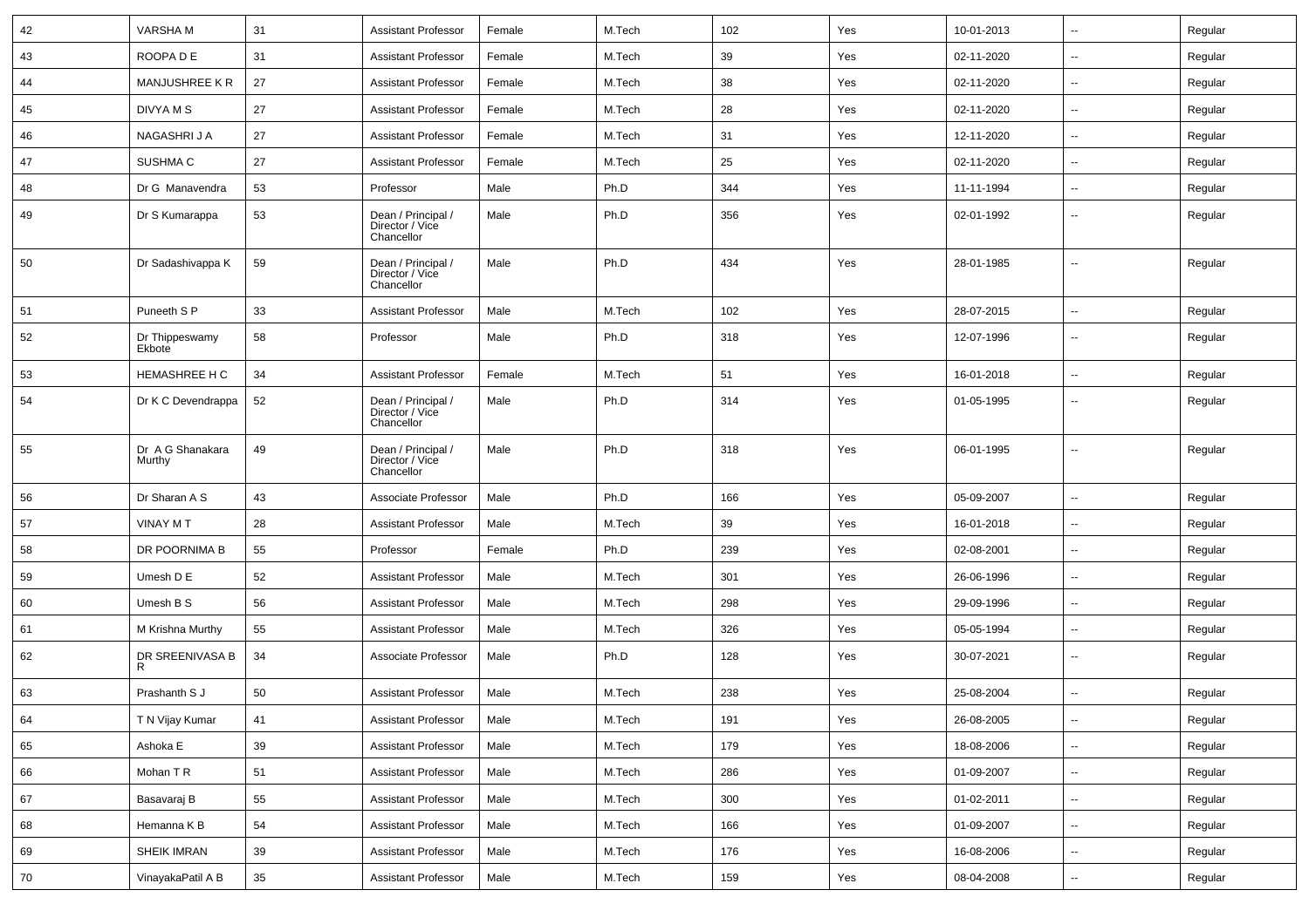| | | | | | | | | | | |
|---|---|---|---|---|---|---|---|---|---|---|
| 42 | VARSHA M | 31 | Assistant Professor | Female | M.Tech | 102 | Yes | 10-01-2013 | -- | Regular |
| 43 | ROOPA D E | 31 | Assistant Professor | Female | M.Tech | 39 | Yes | 02-11-2020 | -- | Regular |
| 44 | MANJUSHREE K R | 27 | Assistant Professor | Female | M.Tech | 38 | Yes | 02-11-2020 | -- | Regular |
| 45 | DIVYA M S | 27 | Assistant Professor | Female | M.Tech | 28 | Yes | 02-11-2020 | -- | Regular |
| 46 | NAGASHRI J A | 27 | Assistant Professor | Female | M.Tech | 31 | Yes | 12-11-2020 | -- | Regular |
| 47 | SUSHMA C | 27 | Assistant Professor | Female | M.Tech | 25 | Yes | 02-11-2020 | -- | Regular |
| 48 | Dr G Manavendra | 53 | Professor | Male | Ph.D | 344 | Yes | 11-11-1994 | -- | Regular |
| 49 | Dr S Kumarappa | 53 | Dean / Principal / Director / Vice Chancellor | Male | Ph.D | 356 | Yes | 02-01-1992 | -- | Regular |
| 50 | Dr Sadashivappa K | 59 | Dean / Principal / Director / Vice Chancellor | Male | Ph.D | 434 | Yes | 28-01-1985 | -- | Regular |
| 51 | Puneeth S P | 33 | Assistant Professor | Male | M.Tech | 102 | Yes | 28-07-2015 | -- | Regular |
| 52 | Dr Thippeswamy Ekbote | 58 | Professor | Male | Ph.D | 318 | Yes | 12-07-1996 | -- | Regular |
| 53 | HEMASHREE H C | 34 | Assistant Professor | Female | M.Tech | 51 | Yes | 16-01-2018 | -- | Regular |
| 54 | Dr K C Devendrappa | 52 | Dean / Principal / Director / Vice Chancellor | Male | Ph.D | 314 | Yes | 01-05-1995 | -- | Regular |
| 55 | Dr A G Shanakara Murthy | 49 | Dean / Principal / Director / Vice Chancellor | Male | Ph.D | 318 | Yes | 06-01-1995 | -- | Regular |
| 56 | Dr Sharan A S | 43 | Associate Professor | Male | Ph.D | 166 | Yes | 05-09-2007 | -- | Regular |
| 57 | VINAY M T | 28 | Assistant Professor | Male | M.Tech | 39 | Yes | 16-01-2018 | -- | Regular |
| 58 | DR POORNIMA B | 55 | Professor | Female | Ph.D | 239 | Yes | 02-08-2001 | -- | Regular |
| 59 | Umesh D E | 52 | Assistant Professor | Male | M.Tech | 301 | Yes | 26-06-1996 | -- | Regular |
| 60 | Umesh B S | 56 | Assistant Professor | Male | M.Tech | 298 | Yes | 29-09-1996 | -- | Regular |
| 61 | M Krishna Murthy | 55 | Assistant Professor | Male | M.Tech | 326 | Yes | 05-05-1994 | -- | Regular |
| 62 | DR SREENIVASA B R | 34 | Associate Professor | Male | Ph.D | 128 | Yes | 30-07-2021 | -- | Regular |
| 63 | Prashanth S J | 50 | Assistant Professor | Male | M.Tech | 238 | Yes | 25-08-2004 | -- | Regular |
| 64 | T N Vijay Kumar | 41 | Assistant Professor | Male | M.Tech | 191 | Yes | 26-08-2005 | -- | Regular |
| 65 | Ashoka E | 39 | Assistant Professor | Male | M.Tech | 179 | Yes | 18-08-2006 | -- | Regular |
| 66 | Mohan T R | 51 | Assistant Professor | Male | M.Tech | 286 | Yes | 01-09-2007 | -- | Regular |
| 67 | Basavaraj B | 55 | Assistant Professor | Male | M.Tech | 300 | Yes | 01-02-2011 | -- | Regular |
| 68 | Hemanna K B | 54 | Assistant Professor | Male | M.Tech | 166 | Yes | 01-09-2007 | -- | Regular |
| 69 | SHEIK IMRAN | 39 | Assistant Professor | Male | M.Tech | 176 | Yes | 16-08-2006 | -- | Regular |
| 70 | VinayakaPatil A B | 35 | Assistant Professor | Male | M.Tech | 159 | Yes | 08-04-2008 | -- | Regular |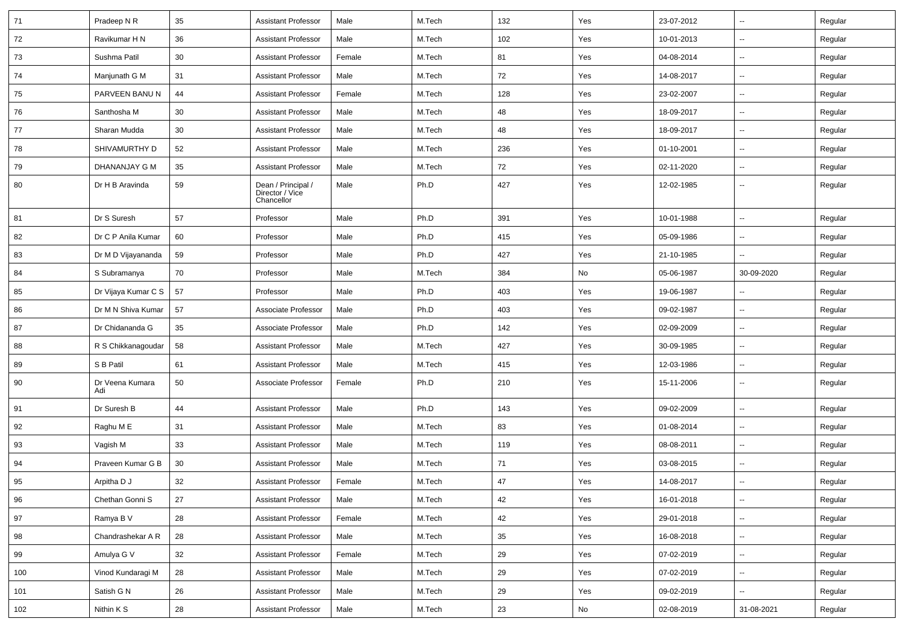| | | | | | | | | | | |
|---|---|---|---|---|---|---|---|---|---|---|
| 71 | Pradeep N R | 35 | Assistant Professor | Male | M.Tech | 132 | Yes | 23-07-2012 | -- | Regular |
| 72 | Ravikumar H N | 36 | Assistant Professor | Male | M.Tech | 102 | Yes | 10-01-2013 | -- | Regular |
| 73 | Sushma Patil | 30 | Assistant Professor | Female | M.Tech | 81 | Yes | 04-08-2014 | -- | Regular |
| 74 | Manjunath G M | 31 | Assistant Professor | Male | M.Tech | 72 | Yes | 14-08-2017 | -- | Regular |
| 75 | PARVEEN BANU N | 44 | Assistant Professor | Female | M.Tech | 128 | Yes | 23-02-2007 | -- | Regular |
| 76 | Santhosha M | 30 | Assistant Professor | Male | M.Tech | 48 | Yes | 18-09-2017 | -- | Regular |
| 77 | Sharan Mudda | 30 | Assistant Professor | Male | M.Tech | 48 | Yes | 18-09-2017 | -- | Regular |
| 78 | SHIVAMURTHY D | 52 | Assistant Professor | Male | M.Tech | 236 | Yes | 01-10-2001 | -- | Regular |
| 79 | DHANANJAY G M | 35 | Assistant Professor | Male | M.Tech | 72 | Yes | 02-11-2020 | -- | Regular |
| 80 | Dr H B Aravinda | 59 | Dean / Principal / Director / Vice Chancellor | Male | Ph.D | 427 | Yes | 12-02-1985 | -- | Regular |
| 81 | Dr S Suresh | 57 | Professor | Male | Ph.D | 391 | Yes | 10-01-1988 | -- | Regular |
| 82 | Dr C P Anila Kumar | 60 | Professor | Male | Ph.D | 415 | Yes | 05-09-1986 | -- | Regular |
| 83 | Dr M D Vijayananda | 59 | Professor | Male | Ph.D | 427 | Yes | 21-10-1985 | -- | Regular |
| 84 | S Subramanya | 70 | Professor | Male | M.Tech | 384 | No | 05-06-1987 | 30-09-2020 | Regular |
| 85 | Dr Vijaya Kumar C S | 57 | Professor | Male | Ph.D | 403 | Yes | 19-06-1987 | -- | Regular |
| 86 | Dr M N Shiva Kumar | 57 | Associate Professor | Male | Ph.D | 403 | Yes | 09-02-1987 | -- | Regular |
| 87 | Dr Chidananda G | 35 | Associate Professor | Male | Ph.D | 142 | Yes | 02-09-2009 | -- | Regular |
| 88 | R S Chikkanagoudar | 58 | Assistant Professor | Male | M.Tech | 427 | Yes | 30-09-1985 | -- | Regular |
| 89 | S B Patil | 61 | Assistant Professor | Male | M.Tech | 415 | Yes | 12-03-1986 | -- | Regular |
| 90 | Dr Veena Kumara Adi | 50 | Associate Professor | Female | Ph.D | 210 | Yes | 15-11-2006 | -- | Regular |
| 91 | Dr Suresh B | 44 | Assistant Professor | Male | Ph.D | 143 | Yes | 09-02-2009 | -- | Regular |
| 92 | Raghu M E | 31 | Assistant Professor | Male | M.Tech | 83 | Yes | 01-08-2014 | -- | Regular |
| 93 | Vagish M | 33 | Assistant Professor | Male | M.Tech | 119 | Yes | 08-08-2011 | -- | Regular |
| 94 | Praveen Kumar G B | 30 | Assistant Professor | Male | M.Tech | 71 | Yes | 03-08-2015 | -- | Regular |
| 95 | Arpitha D J | 32 | Assistant Professor | Female | M.Tech | 47 | Yes | 14-08-2017 | -- | Regular |
| 96 | Chethan Gonni S | 27 | Assistant Professor | Male | M.Tech | 42 | Yes | 16-01-2018 | -- | Regular |
| 97 | Ramya B V | 28 | Assistant Professor | Female | M.Tech | 42 | Yes | 29-01-2018 | -- | Regular |
| 98 | Chandrashekar A R | 28 | Assistant Professor | Male | M.Tech | 35 | Yes | 16-08-2018 | -- | Regular |
| 99 | Amulya G V | 32 | Assistant Professor | Female | M.Tech | 29 | Yes | 07-02-2019 | -- | Regular |
| 100 | Vinod Kundaragi M | 28 | Assistant Professor | Male | M.Tech | 29 | Yes | 07-02-2019 | -- | Regular |
| 101 | Satish G N | 26 | Assistant Professor | Male | M.Tech | 29 | Yes | 09-02-2019 | -- | Regular |
| 102 | Nithin K S | 28 | Assistant Professor | Male | M.Tech | 23 | No | 02-08-2019 | 31-08-2021 | Regular |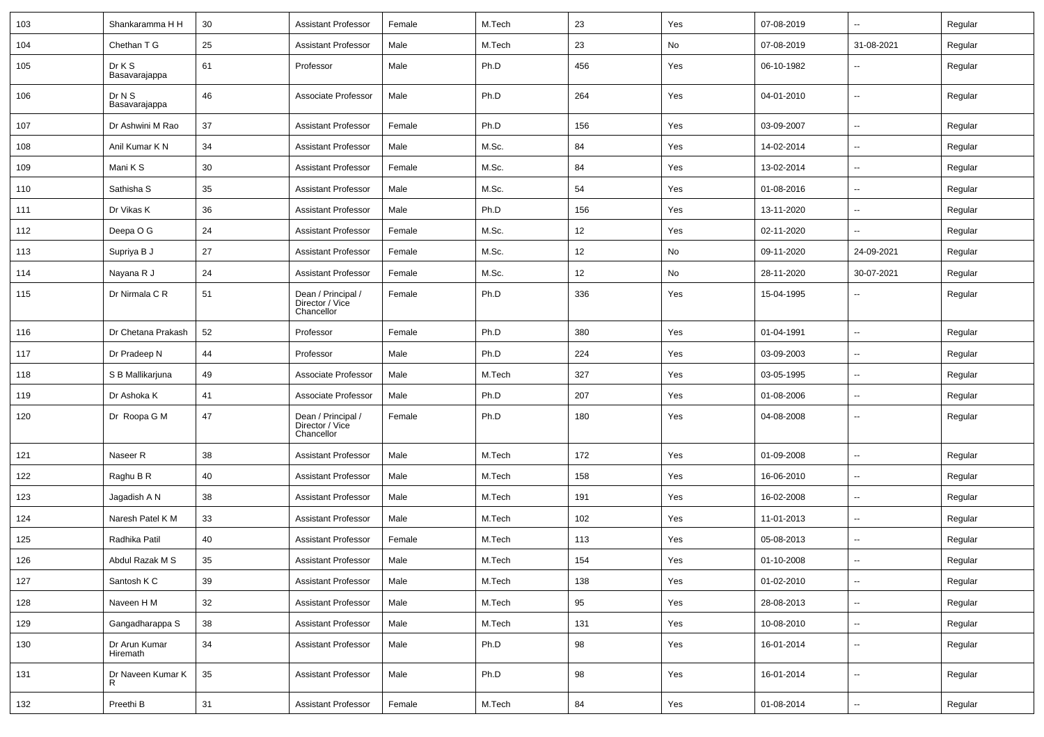| 103 | Shankaramma H H | 30 | Assistant Professor | Female | M.Tech | 23 | Yes | 07-08-2019 | -- | Regular |
|---|---|---|---|---|---|---|---|---|---|---|
| 104 | Chethan T G | 25 | Assistant Professor | Male | M.Tech | 23 | No | 07-08-2019 | 31-08-2021 | Regular |
| 105 | Dr K S Basavarajappa | 61 | Professor | Male | Ph.D | 456 | Yes | 06-10-1982 | -- | Regular |
| 106 | Dr N S Basavarajappa | 46 | Associate Professor | Male | Ph.D | 264 | Yes | 04-01-2010 | -- | Regular |
| 107 | Dr Ashwini M Rao | 37 | Assistant Professor | Female | Ph.D | 156 | Yes | 03-09-2007 | -- | Regular |
| 108 | Anil Kumar K N | 34 | Assistant Professor | Male | M.Sc. | 84 | Yes | 14-02-2014 | -- | Regular |
| 109 | Mani K S | 30 | Assistant Professor | Female | M.Sc. | 84 | Yes | 13-02-2014 | -- | Regular |
| 110 | Sathisha S | 35 | Assistant Professor | Male | M.Sc. | 54 | Yes | 01-08-2016 | -- | Regular |
| 111 | Dr Vikas K | 36 | Assistant Professor | Male | Ph.D | 156 | Yes | 13-11-2020 | -- | Regular |
| 112 | Deepa O G | 24 | Assistant Professor | Female | M.Sc. | 12 | Yes | 02-11-2020 | -- | Regular |
| 113 | Supriya B J | 27 | Assistant Professor | Female | M.Sc. | 12 | No | 09-11-2020 | 24-09-2021 | Regular |
| 114 | Nayana R J | 24 | Assistant Professor | Female | M.Sc. | 12 | No | 28-11-2020 | 30-07-2021 | Regular |
| 115 | Dr Nirmala C R | 51 | Dean / Principal / Director / Vice Chancellor | Female | Ph.D | 336 | Yes | 15-04-1995 | -- | Regular |
| 116 | Dr Chetana Prakash | 52 | Professor | Female | Ph.D | 380 | Yes | 01-04-1991 | -- | Regular |
| 117 | Dr Pradeep N | 44 | Professor | Male | Ph.D | 224 | Yes | 03-09-2003 | -- | Regular |
| 118 | S B Mallikarjuna | 49 | Associate Professor | Male | M.Tech | 327 | Yes | 03-05-1995 | -- | Regular |
| 119 | Dr Ashoka K | 41 | Associate Professor | Male | Ph.D | 207 | Yes | 01-08-2006 | -- | Regular |
| 120 | Dr Roopa G M | 47 | Dean / Principal / Director / Vice Chancellor | Female | Ph.D | 180 | Yes | 04-08-2008 | -- | Regular |
| 121 | Naseer R | 38 | Assistant Professor | Male | M.Tech | 172 | Yes | 01-09-2008 | -- | Regular |
| 122 | Raghu B R | 40 | Assistant Professor | Male | M.Tech | 158 | Yes | 16-06-2010 | -- | Regular |
| 123 | Jagadish A N | 38 | Assistant Professor | Male | M.Tech | 191 | Yes | 16-02-2008 | -- | Regular |
| 124 | Naresh Patel K M | 33 | Assistant Professor | Male | M.Tech | 102 | Yes | 11-01-2013 | -- | Regular |
| 125 | Radhika Patil | 40 | Assistant Professor | Female | M.Tech | 113 | Yes | 05-08-2013 | -- | Regular |
| 126 | Abdul Razak M S | 35 | Assistant Professor | Male | M.Tech | 154 | Yes | 01-10-2008 | -- | Regular |
| 127 | Santosh K C | 39 | Assistant Professor | Male | M.Tech | 138 | Yes | 01-02-2010 | -- | Regular |
| 128 | Naveen H M | 32 | Assistant Professor | Male | M.Tech | 95 | Yes | 28-08-2013 | -- | Regular |
| 129 | Gangadharappa S | 38 | Assistant Professor | Male | M.Tech | 131 | Yes | 10-08-2010 | -- | Regular |
| 130 | Dr Arun Kumar Hiremath | 34 | Assistant Professor | Male | Ph.D | 98 | Yes | 16-01-2014 | -- | Regular |
| 131 | Dr Naveen Kumar K R | 35 | Assistant Professor | Male | Ph.D | 98 | Yes | 16-01-2014 | -- | Regular |
| 132 | Preethi B | 31 | Assistant Professor | Female | M.Tech | 84 | Yes | 01-08-2014 | -- | Regular |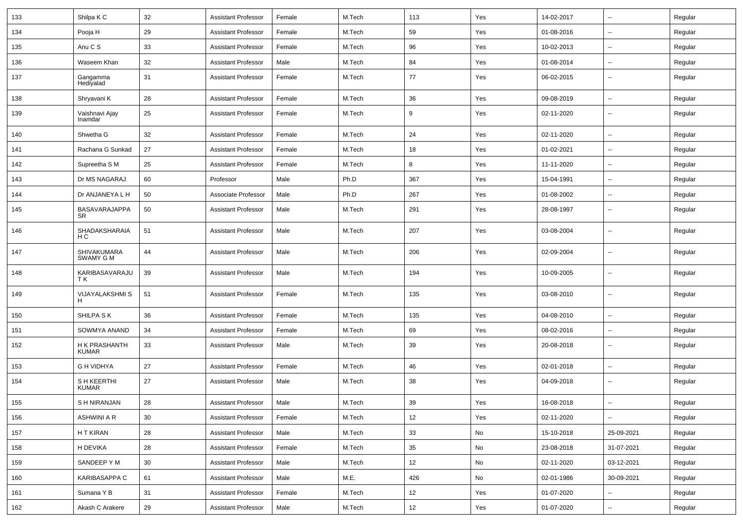| | | | | | | | | | | |
|---|---|---|---|---|---|---|---|---|---|---|
| 133 | Shilpa K C | 32 | Assistant Professor | Female | M.Tech | 113 | Yes | 14-02-2017 | -- | Regular |
| 134 | Pooja H | 29 | Assistant Professor | Female | M.Tech | 59 | Yes | 01-08-2016 | -- | Regular |
| 135 | Anu C S | 33 | Assistant Professor | Female | M.Tech | 96 | Yes | 10-02-2013 | -- | Regular |
| 136 | Waseem Khan | 32 | Assistant Professor | Male | M.Tech | 84 | Yes | 01-08-2014 | -- | Regular |
| 137 | Gangamma Hediyalad | 31 | Assistant Professor | Female | M.Tech | 77 | Yes | 06-02-2015 | -- | Regular |
| 138 | Shryavani K | 28 | Assistant Professor | Female | M.Tech | 36 | Yes | 09-08-2019 | -- | Regular |
| 139 | Vaishnavi Ajay Inamdar | 25 | Assistant Professor | Female | M.Tech | 9 | Yes | 02-11-2020 | -- | Regular |
| 140 | Shwetha G | 32 | Assistant Professor | Female | M.Tech | 24 | Yes | 02-11-2020 | -- | Regular |
| 141 | Rachana G Sunkad | 27 | Assistant Professor | Female | M.Tech | 18 | Yes | 01-02-2021 | -- | Regular |
| 142 | Supreetha S M | 25 | Assistant Professor | Female | M.Tech | 8 | Yes | 11-11-2020 | -- | Regular |
| 143 | Dr MS NAGARAJ | 60 | Professor | Male | Ph.D | 367 | Yes | 15-04-1991 | -- | Regular |
| 144 | Dr ANJANEYA L H | 50 | Associate Professor | Male | Ph.D | 267 | Yes | 01-08-2002 | -- | Regular |
| 145 | BASAVARAJAPPA SR | 50 | Assistant Professor | Male | M.Tech | 291 | Yes | 28-08-1997 | -- | Regular |
| 146 | SHADAKSHARAIA H C | 51 | Assistant Professor | Male | M.Tech | 207 | Yes | 03-08-2004 | -- | Regular |
| 147 | SHIVAKUMARA SWAMY G M | 44 | Assistant Professor | Male | M.Tech | 206 | Yes | 02-09-2004 | -- | Regular |
| 148 | KARIBASAVARAJU T K | 39 | Assistant Professor | Male | M.Tech | 194 | Yes | 10-09-2005 | -- | Regular |
| 149 | VIJAYALAKSHMI S H | 51 | Assistant Professor | Female | M.Tech | 135 | Yes | 03-08-2010 | -- | Regular |
| 150 | SHILPA S K | 36 | Assistant Professor | Female | M.Tech | 135 | Yes | 04-08-2010 | -- | Regular |
| 151 | SOWMYA ANAND | 34 | Assistant Professor | Female | M.Tech | 69 | Yes | 08-02-2016 | -- | Regular |
| 152 | H K PRASHANTH KUMAR | 33 | Assistant Professor | Male | M.Tech | 39 | Yes | 20-08-2018 | -- | Regular |
| 153 | G H VIDHYA | 27 | Assistant Professor | Female | M.Tech | 46 | Yes | 02-01-2018 | -- | Regular |
| 154 | S H KEERTHI KUMAR | 27 | Assistant Professor | Male | M.Tech | 38 | Yes | 04-09-2018 | -- | Regular |
| 155 | S H NIRANJAN | 28 | Assistant Professor | Male | M.Tech | 39 | Yes | 16-08-2018 | -- | Regular |
| 156 | ASHWINI A R | 30 | Assistant Professor | Female | M.Tech | 12 | Yes | 02-11-2020 | -- | Regular |
| 157 | H T KIRAN | 28 | Assistant Professor | Male | M.Tech | 33 | No | 15-10-2018 | 25-09-2021 | Regular |
| 158 | H DEVIKA | 28 | Assistant Professor | Female | M.Tech | 35 | No | 23-08-2018 | 31-07-2021 | Regular |
| 159 | SANDEEP Y M | 30 | Assistant Professor | Male | M.Tech | 12 | No | 02-11-2020 | 03-12-2021 | Regular |
| 160 | KARIBASAPPA C | 61 | Assistant Professor | Male | M.E. | 426 | No | 02-01-1986 | 30-09-2021 | Regular |
| 161 | Sumana Y B | 31 | Assistant Professor | Female | M.Tech | 12 | Yes | 01-07-2020 | -- | Regular |
| 162 | Akash C Arakere | 29 | Assistant Professor | Male | M.Tech | 12 | Yes | 01-07-2020 | -- | Regular |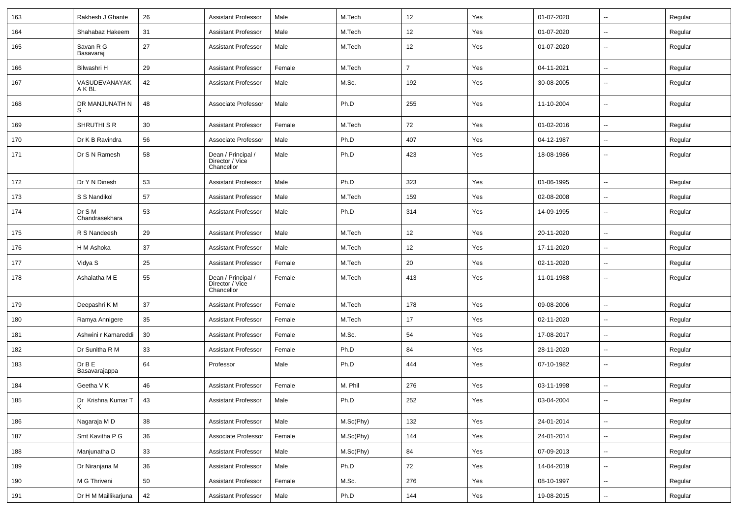| | | | | | | | | | | |
|---|---|---|---|---|---|---|---|---|---|---|
| 163 | Rakhesh J Ghante | 26 | Assistant Professor | Male | M.Tech | 12 | Yes | 01-07-2020 | -- | Regular |
| 164 | Shahabaz Hakeem | 31 | Assistant Professor | Male | M.Tech | 12 | Yes | 01-07-2020 | -- | Regular |
| 165 | Savan R G Basavaraj | 27 | Assistant Professor | Male | M.Tech | 12 | Yes | 01-07-2020 | -- | Regular |
| 166 | Bilwashri H | 29 | Assistant Professor | Female | M.Tech | 7 | Yes | 04-11-2021 | -- | Regular |
| 167 | VASUDEVANAYAK A K BL | 42 | Assistant Professor | Male | M.Sc. | 192 | Yes | 30-08-2005 | -- | Regular |
| 168 | DR MANJUNATH N S | 48 | Associate Professor | Male | Ph.D | 255 | Yes | 11-10-2004 | -- | Regular |
| 169 | SHRUTHI S R | 30 | Assistant Professor | Female | M.Tech | 72 | Yes | 01-02-2016 | -- | Regular |
| 170 | Dr K B Ravindra | 56 | Associate Professor | Male | Ph.D | 407 | Yes | 04-12-1987 | -- | Regular |
| 171 | Dr S N Ramesh | 58 | Dean / Principal / Director / Vice Chancellor | Male | Ph.D | 423 | Yes | 18-08-1986 | -- | Regular |
| 172 | Dr Y N Dinesh | 53 | Assistant Professor | Male | Ph.D | 323 | Yes | 01-06-1995 | -- | Regular |
| 173 | S S Nandikol | 57 | Assistant Professor | Male | M.Tech | 159 | Yes | 02-08-2008 | -- | Regular |
| 174 | Dr S M Chandrasekhara | 53 | Assistant Professor | Male | Ph.D | 314 | Yes | 14-09-1995 | -- | Regular |
| 175 | R S Nandeesh | 29 | Assistant Professor | Male | M.Tech | 12 | Yes | 20-11-2020 | -- | Regular |
| 176 | H M Ashoka | 37 | Assistant Professor | Male | M.Tech | 12 | Yes | 17-11-2020 | -- | Regular |
| 177 | Vidya S | 25 | Assistant Professor | Female | M.Tech | 20 | Yes | 02-11-2020 | -- | Regular |
| 178 | Ashalatha M E | 55 | Dean / Principal / Director / Vice Chancellor | Female | M.Tech | 413 | Yes | 11-01-1988 | -- | Regular |
| 179 | Deepashri K M | 37 | Assistant Professor | Female | M.Tech | 178 | Yes | 09-08-2006 | -- | Regular |
| 180 | Ramya Annigere | 35 | Assistant Professor | Female | M.Tech | 17 | Yes | 02-11-2020 | -- | Regular |
| 181 | Ashwini r Kamareddi | 30 | Assistant Professor | Female | M.Sc. | 54 | Yes | 17-08-2017 | -- | Regular |
| 182 | Dr Sunitha R M | 33 | Assistant Professor | Female | Ph.D | 84 | Yes | 28-11-2020 | -- | Regular |
| 183 | Dr B E Basavarajappa | 64 | Professor | Male | Ph.D | 444 | Yes | 07-10-1982 | -- | Regular |
| 184 | Geetha V K | 46 | Assistant Professor | Female | M. Phil | 276 | Yes | 03-11-1998 | -- | Regular |
| 185 | Dr Krishna Kumar T K | 43 | Assistant Professor | Male | Ph.D | 252 | Yes | 03-04-2004 | -- | Regular |
| 186 | Nagaraja M D | 38 | Assistant Professor | Male | M.Sc(Phy) | 132 | Yes | 24-01-2014 | -- | Regular |
| 187 | Smt Kavitha P G | 36 | Associate Professor | Female | M.Sc(Phy) | 144 | Yes | 24-01-2014 | -- | Regular |
| 188 | Manjunatha D | 33 | Assistant Professor | Male | M.Sc(Phy) | 84 | Yes | 07-09-2013 | -- | Regular |
| 189 | Dr Niranjana M | 36 | Assistant Professor | Male | Ph.D | 72 | Yes | 14-04-2019 | -- | Regular |
| 190 | M G Thriveni | 50 | Assistant Professor | Female | M.Sc. | 276 | Yes | 08-10-1997 | -- | Regular |
| 191 | Dr H M Maillikarjuna | 42 | Assistant Professor | Male | Ph.D | 144 | Yes | 19-08-2015 | -- | Regular |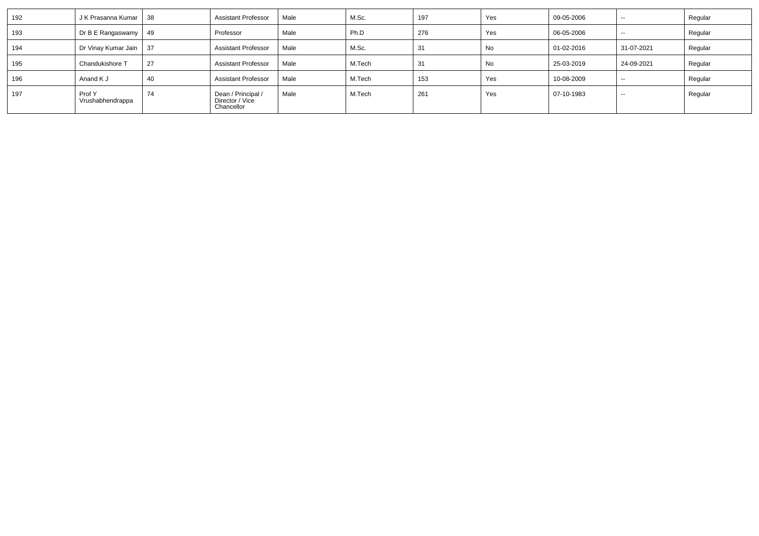| | | | | | | | | | | |
|---|---|---|---|---|---|---|---|---|---|---|
| 192 | J K Prasanna Kumar | 38 | Assistant Professor | Male | M.Sc. | 197 | Yes | 09-05-2006 | -- | Regular |
| 193 | Dr B E Rangaswamy | 49 | Professor | Male | Ph.D | 276 | Yes | 06-05-2006 | -- | Regular |
| 194 | Dr Vinay Kumar Jain | 37 | Assistant Professor | Male | M.Sc. | 31 | No | 01-02-2016 | 31-07-2021 | Regular |
| 195 | Chandukishore T | 27 | Assistant Professor | Male | M.Tech | 31 | No | 25-03-2019 | 24-09-2021 | Regular |
| 196 | Anand K J | 40 | Assistant Professor | Male | M.Tech | 153 | Yes | 10-08-2009 | -- | Regular |
| 197 | Prof Y Vrushabhendrappa | 74 | Dean / Principal / Director / Vice Chancellor | Male | M.Tech | 261 | Yes | 07-10-1983 | -- | Regular |